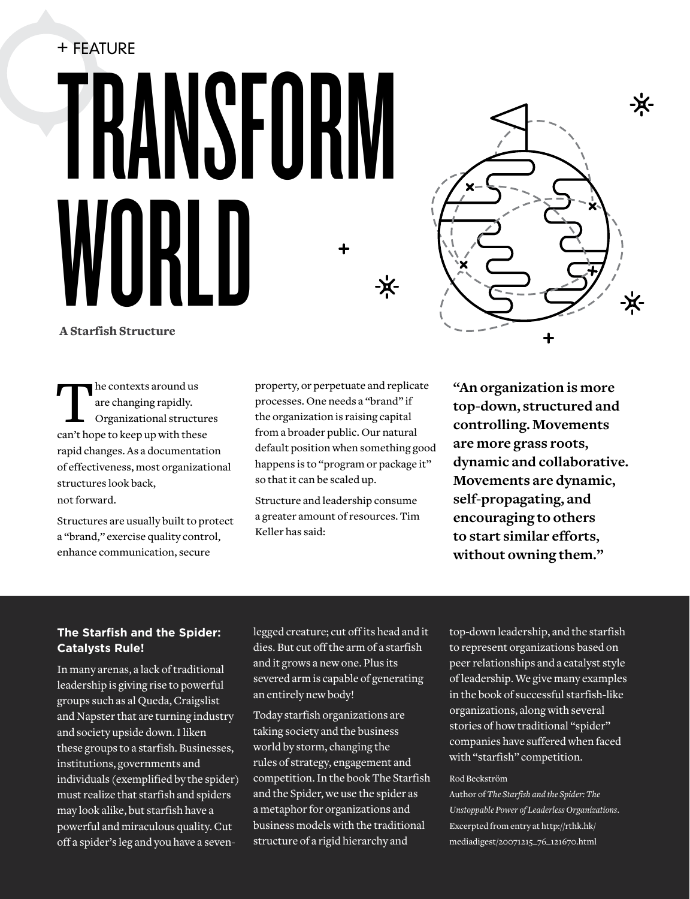+ FEATURE

# TRANSFORM WORLD

**A Starfish Structure**

The contexts around us are changing rapidly. Organizational structures can't hope to keep up with these rapid changes. As a documentation of effectiveness, most organizational structures look back, not forward.

Structures are usually built to protect a "brand," exercise quality control, enhance communication, secure property, or perpetuate and replicate processes. One needs a "brand" if the organization is raising capital from a broader public. Our natural default position when something good happens is to "program or package it" so that it can be scaled up.

Structure and leadership consume a greater amount of resources. Tim Keller has said:

> **"An organization is more top-down, structured and controlling. Movements are more grass roots, dynamic and collaborative. Movements are dynamic, self-propagating, and encouraging to others to start similar efforts, without owning them."**

## The Starfish and the Spider: Catalysts Rule!

In many arenas, a lack of traditional leadership is giving rise to powerful groups such as al Queda, Craigslist and Napster that are turning industry and society upside down. I liken these groups to a starfish. Businesses, institutions, governments and individuals (exemplified by the spider) must realize that starfish and spiders may look alike, but starfish have a powerful and miraculous quality. Cut off a spider's leg and you have a seven-legged creature; cut off its head and it dies. But cut off the arm of a starfish and it grows a new one. Plus its severed arm is capable of generating an entirely new body!

Today starfish organizations are taking society and the business world by storm, changing the rules of strategy, engagement and competition. In the book The Starfish and the Spider, we use the spider as a metaphor for organizations and business models with the traditional structure of a rigid hierarchy and top-down leadership, and the starfish to represent organizations based on peer relationships and a catalyst style of leadership. We give many examples in the book of successful starfish-like organizations, along with several stories of how traditional "spider" companies have suffered when faced with "starfish" competition.

Rod Beckström

Author of *The Starfish and the Spider: The Unstoppable Power of Leaderless Organizations*. Excerpted from entry at http://rthk.hk/mediadigest/20071215_76_121670.html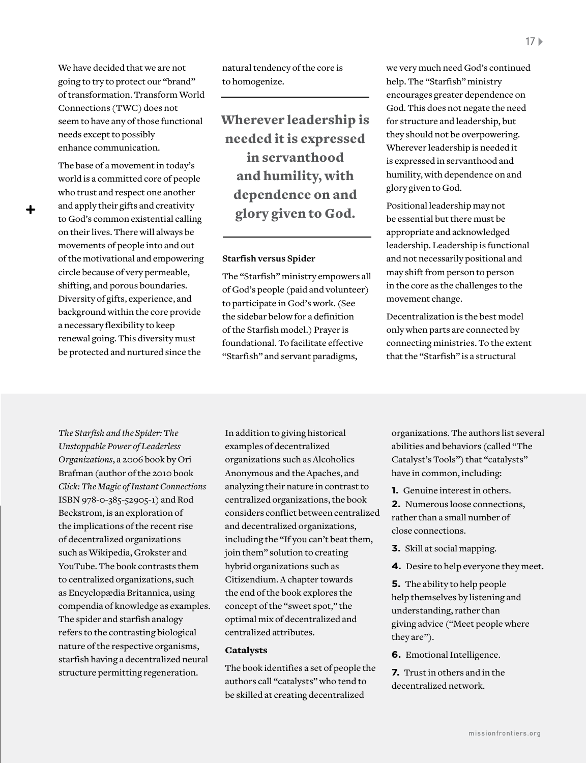We have decided that we are not going to try to protect our "brand" of transformation. Transform World Connections (TWC) does not seem to have any of those functional needs except to possibly enhance communication.

The base of a movement in today's world is a committed core of people who trust and respect one another and apply their gifts and creativity to God's common existential calling on their lives. There will always be movements of people into and out of the motivational and empowering circle because of very permeable, shifting, and porous boundaries. Diversity of gifts, experience, and background within the core provide a necessary flexibility to keep renewal going. This diversity must be protected and nurtured since the natural tendency of the core is to homogenize.

> **Wherever leadership is needed it is expressed in servanthood and humility, with dependence on and glory given to God.**

### Starfish versus Spider

The "Starfish" ministry empowers all of God's people (paid and volunteer) to participate in God's work. (See the sidebar below for a definition of the Starfish model.) Prayer is foundational. To facilitate effective "Starfish" and servant paradigms, we very much need God's continued help. The "Starfish" ministry encourages greater dependence on God. This does not negate the need for structure and leadership, but they should not be overpowering. Wherever leadership is needed it is expressed in servanthood and humility, with dependence on and glory given to God.

Positional leadership may not be essential but there must be appropriate and acknowledged leadership. Leadership is functional and not necessarily positional and may shift from person to person in the core as the challenges to the movement change.

Decentralization is the best model only when parts are connected by connecting ministries. To the extent that the "Starfish" is a structural

---

*The Starfish and the Spider: The Unstoppable Power of Leaderless Organizations*, a 2006 book by Ori Brafman (author of the 2010 book *Click: The Magic of Instant Connections* ISBN 978-0-385-52905-1) and Rod Beckstrom, is an exploration of the implications of the recent rise of decentralized organizations such as Wikipedia, Grokster and YouTube. The book contrasts them to centralized organizations, such as Encyclopædia Britannica, using compendia of knowledge as examples. The spider and starfish analogy refers to the contrasting biological nature of the respective organisms, starfish having a decentralized neural structure permitting regeneration.

In addition to giving historical examples of decentralized organizations such as Alcoholics Anonymous and the Apaches, and analyzing their nature in contrast to centralized organizations, the book considers conflict between centralized and decentralized organizations, including the "If you can't beat them, join them" solution to creating hybrid organizations such as Citizendium. A chapter towards the end of the book explores the concept of the "sweet spot," the optimal mix of decentralized and centralized attributes.

#### Catalysts

The book identifies a set of people the authors call "catalysts" who tend to be skilled at creating decentralized organizations. The authors list several abilities and behaviors (called "The Catalyst's Tools") that "catalysts" have in common, including:

1. Genuine interest in others.
2. Numerous loose connections, rather than a small number of close connections.
3. Skill at social mapping.
4. Desire to help everyone they meet.
5. The ability to help people help themselves by listening and understanding, rather than giving advice ("Meet people where they are").
6. Emotional Intelligence.
7. Trust in others and in the decentralized network.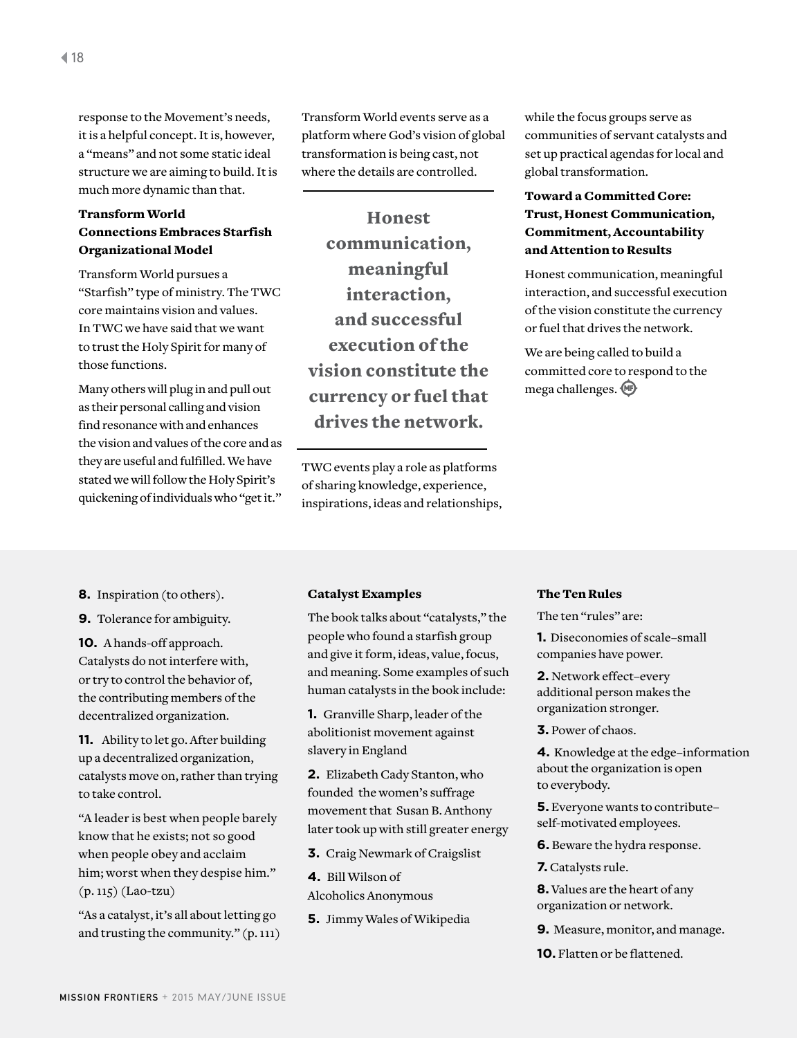response to the Movement's needs, it is a helpful concept. It is, however, a "means" and not some static ideal structure we are aiming to build. It is much more dynamic than that.

### Transform World Connections Embraces Starfish Organizational Model

Transform World pursues a "Starfish" type of ministry. The TWC core maintains vision and values. In TWC we have said that we want to trust the Holy Spirit for many of those functions.

Many others will plug in and pull out as their personal calling and vision find resonance with and enhances the vision and values of the core and as they are useful and fulfilled. We have stated we will follow the Holy Spirit's quickening of individuals who "get it." Transform World events serve as a platform where God's vision of global transformation is being cast, not where the details are controlled.

> **Honest communication, meaningful interaction, and successful execution of the vision constitute the currency or fuel that drives the network.**

TWC events play a role as platforms of sharing knowledge, experience, inspirations, ideas and relationships, while the focus groups serve as communities of servant catalysts and set up practical agendas for local and global transformation.

### Toward a Committed Core: Trust, Honest Communication, Commitment, Accountability and Attention to Results

Honest communication, meaningful interaction, and successful execution of the vision constitute the currency or fuel that drives the network.

We are being called to build a committed core to respond to the mega challenges.

---

8. Inspiration (to others).
9. Tolerance for ambiguity.
10. A hands-off approach. Catalysts do not interfere with, or try to control the behavior of, the contributing members of the decentralized organization.
11. Ability to let go. After building up a decentralized organization, catalysts move on, rather than trying to take control.

"A leader is best when people barely know that he exists; not so good when people obey and acclaim him; worst when they despise him." (p. 115) (Lao-tzu)

"As a catalyst, it's all about letting go and trusting the community." (p. 111)

**Catalyst Examples**

The book talks about "catalysts," the people who found a starfish group and give it form, ideas, value, focus, and meaning. Some examples of such human catalysts in the book include:

1. Granville Sharp, leader of the abolitionist movement against slavery in England
2. Elizabeth Cady Stanton, who founded the women's suffrage movement that Susan B. Anthony later took up with still greater energy
3. Craig Newmark of Craigslist
4. Bill Wilson of Alcoholics Anonymous
5. Jimmy Wales of Wikipedia

**The Ten Rules**

The ten "rules" are:

1. Diseconomies of scale–small companies have power.
2. Network effect–every additional person makes the organization stronger.
3. Power of chaos.
4. Knowledge at the edge–information about the organization is open to everybody.
5. Everyone wants to contribute–self-motivated employees.
6. Beware the hydra response.
7. Catalysts rule.
8. Values are the heart of any organization or network.
9. Measure, monitor, and manage.
10. Flatten or be flattened.